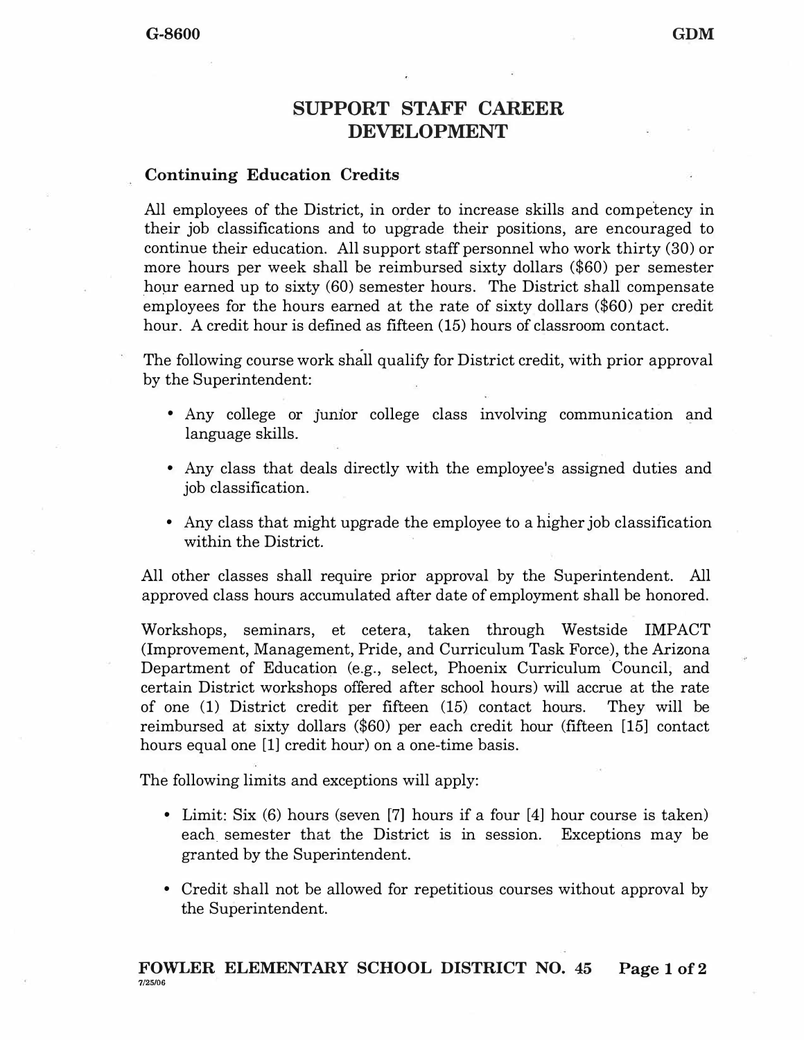# SUPPORT STAFF CAREER DEVELOPMENT

## Continuing Education Credits

All employees of the District, in order to increase skills and competency in their job classifications and to upgrade their positions, are encouraged to continue their education. All support staff personnel who work thirty (30) or more hours per week shall be reimbursed sixty dollars ($60) per semester hour earned up to sixty (60) semester hours. The District shall compensate employees for the hours earned at the rate of sixty dollars ($60) per credit hour. A credit hour is defined as fifteen (15) hours of classroom contact.

The following course work shall qualify for District credit, with prior approval by the Superintendent:

- Any college or junior college class involving communication and language skills.
- Any class that deals directly with the employee's assigned duties and job classification.
- Any class that might upgrade the employee to a higher job classification within the District.

All other classes shall require prior approval by the Superintendent. All approved class hours accumulated after date of employment shall be honored.

Workshops, seminars, et cetera, taken through Westside IMPACT (Improvement, Management, Pride, and Curriculum Task Force), the Arizona Department of Education (e.g., select, Phoenix Curriculum Council, and certain District workshops offered after school hours) will accrue at the rate of one (1) District credit per fifteen (15) contact hours. They will be reimbursed at sixty dollars ($60) per each credit hour (fifteen [15] contact hours equal one [1] credit hour) on a one-time basis.

The following limits and exceptions will apply:

- Limit: Six (6) hours (seven [7] hours if a four [4] hour course is taken) each semester that the District is in session. Exceptions may be granted by the Superintendent.
- Credit shall not be allowed for repetitious courses without approval by the Superintendent.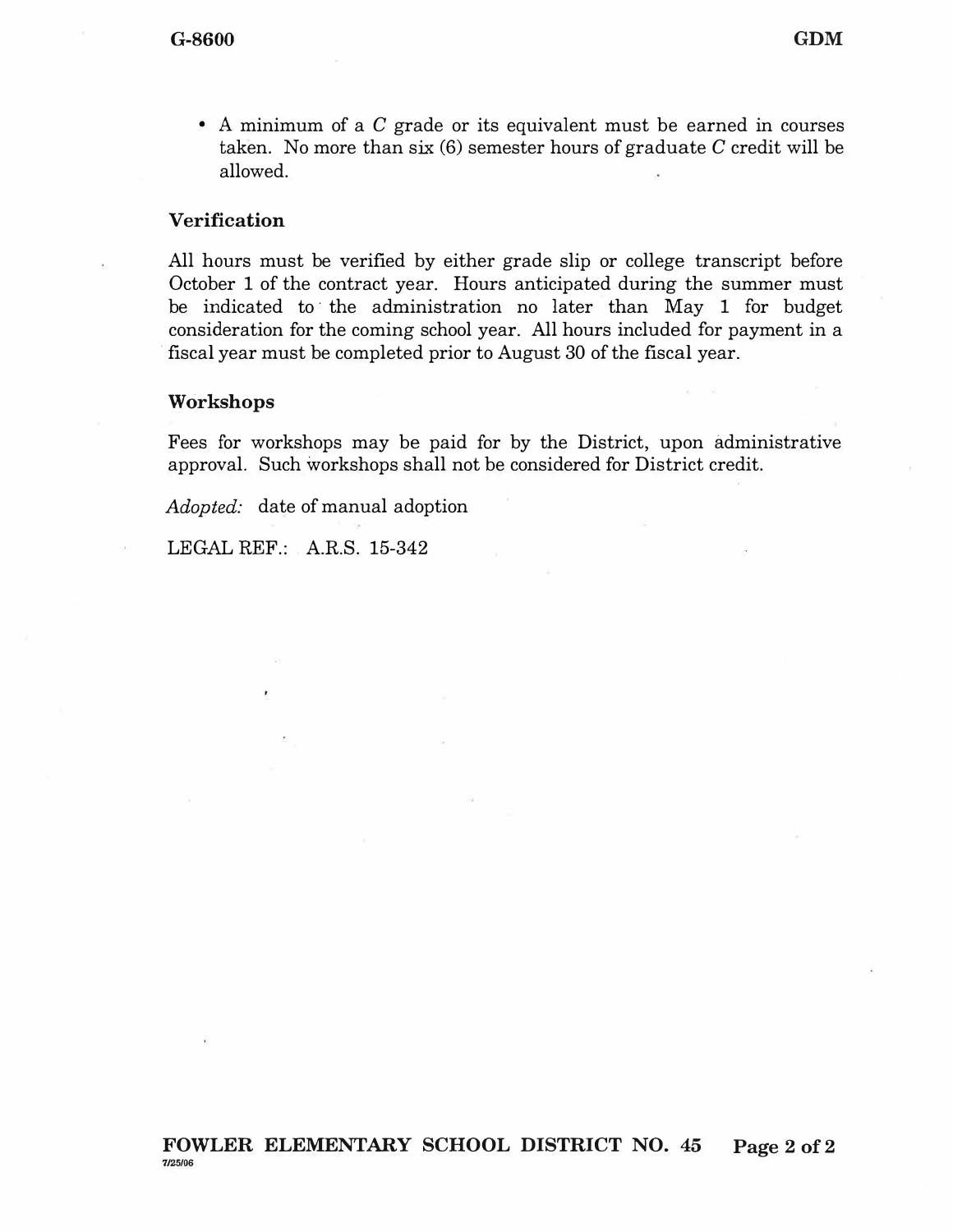- A minimum of a *C* grade or its equivalent must be earned in courses taken. No more than six (6) semester hours of graduate *C* credit will be allowed.

### Verification

All hours must be verified by either grade slip or college transcript before October 1 of the contract year. Hours anticipated during the summer must be indicated to the administration no later than May 1 for budget consideration for the coming school year. All hours included for payment in a fiscal year must be completed prior to August 30 of the fiscal year.

### Workshops

Fees for workshops may be paid for by the District, upon administrative approval. Such workshops shall not be considered for District credit.

*Adopted:* date of manual adoption

LEGAL REF.: A.R.S. 15-342